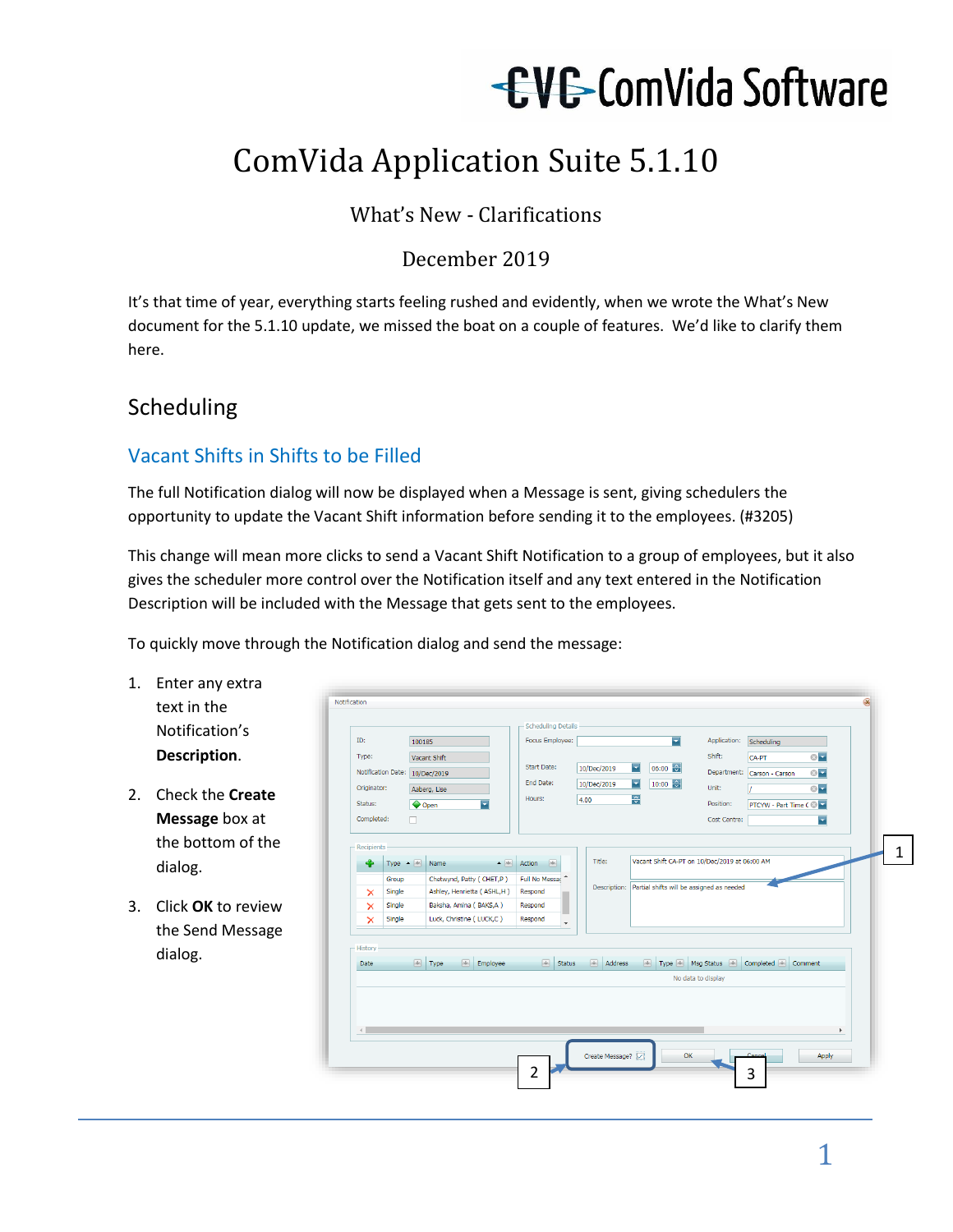# ComVida Application Suite 5.1.10

What's New - Clarifications

December 2019

It's that time of year, everything starts feeling rushed and evidently, when we wrote the What's New document for the 5.1.10 update, we missed the boat on a couple of features. We'd like to clarify them here.

## Scheduling

### Vacant Shifts in Shifts to be Filled

The full Notification dialog will now be displayed when a Message is sent, giving schedulers the opportunity to update the Vacant Shift information before sending it to the employees. (#3205)

This change will mean more clicks to send a Vacant Shift Notification to a group of employees, but it also gives the scheduler more control over the Notification itself and any text entered in the Notification Description will be included with the Message that gets sent to the employees.

To quickly move through the Notification dialog and send the message:

1. Enter any extra text in the Notification's **Description**.
2. Check the **Create Message** box at the bottom of the dialog.
3. Click **OK** to review the Send Message dialog.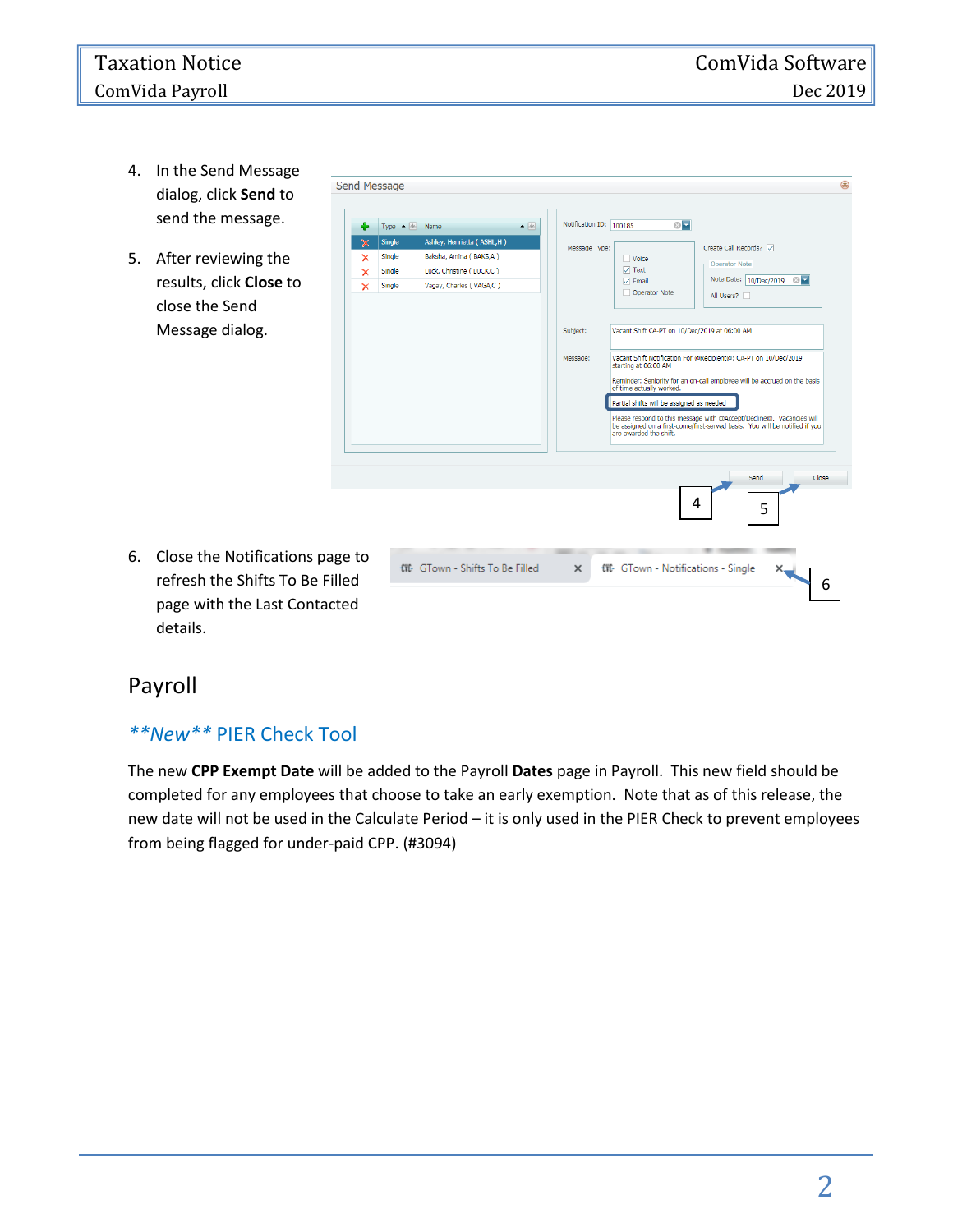4. In the Send Message dialog, click **Send** to send the message.
5. After reviewing the results, click **Close** to close the Send Message dialog.
6. Close the Notifications page to refresh the Shifts To Be Filled page with the Last Contacted details.

## Payroll

### *\*\*New\*\** PIER Check Tool

The new **CPP Exempt Date** will be added to the Payroll **Dates** page in Payroll. This new field should be completed for any employees that choose to take an early exemption. Note that as of this release, the new date will not be used in the Calculate Period – it is only used in the PIER Check to prevent employees from being flagged for under-paid CPP. (#3094)